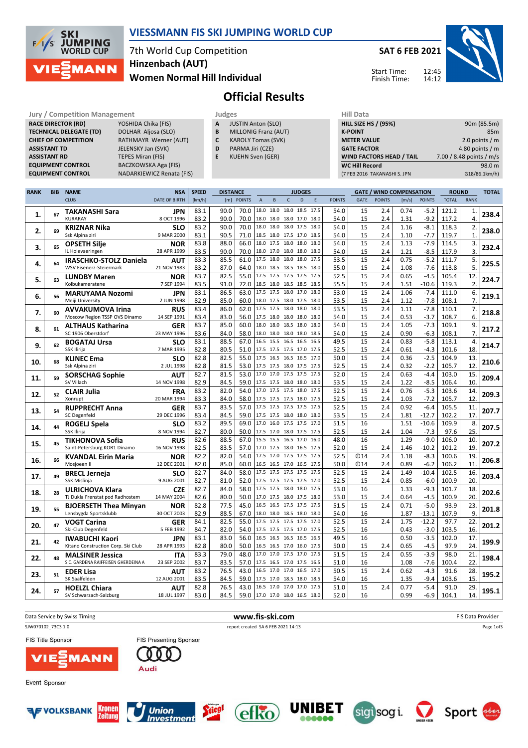# VIESSMANN FIS SKI JUMPING WORLD CUP

7th World Cup Competition
Hinzenbach (AUT)
Women Normal Hill Individual

SAT 6 FEB 2021

Start Time: 12:45
Finish Time: 14:12

## Official Results

| Jury / Competition Management | |
|---|---|
| RACE DIRECTOR (RD) | YOSHIDA Chika (FIS) |
| TECHNICAL DELEGATE (TD) | DOLHAR Aljosa (SLO) |
| CHIEF OF COMPETITION | RATHMAYR Werner (AUT) |
| ASSISTANT TD | JELENSKY Jan (SVK) |
| ASSISTANT RD | TEPES Miran (FIS) |
| EQUIPMENT CONTROL | BACZKOWSKA Aga (FIS) |
| EQUIPMENT CONTROL | NADARKIEWICZ Renata (FIS) |

| Judges | |
|---|---|
| A | JUSTIN Anton (SLO) |
| B | MILLONIG Franz (AUT) |
| C | KAROLY Tomas (SVK) |
| D | PARMA Jiri (CZE) |
| E | KUEHN Sven (GER) |

| Hill Data | |
|---|---|
| HILL SIZE HS / (95%) | 90m (85.5m) |
| K-POINT | 85m |
| METER VALUE | 2.0 points / m |
| GATE FACTOR | 4.80 points / m |
| WIND FACTORS HEAD / TAIL | 7.00 / 8.48 points / m/s |
| WC Hill Record | 98.0 m |
| (7 FEB 2016 TAKANASHI S. JPN | G18/86.1km/h) |

| RANK | BIB | NAME / CLUB | NSA / DATE OF BIRTH | SPEED [km/h] | DISTANCE [m] | DISTANCE POINTS | A | B | C | D | E | JUDGES POINTS | GATE | GATE POINTS | WIND [m/s] | WIND POINTS | ROUND TOTAL | ROUND RANK | TOTAL |
|---|---|---|---|---|---|---|---|---|---|---|---|---|---|---|---|---|---|---|---|
| 1. | 67 | TAKANASHI Sara | JPN | 83.1 | 90.0 | 70.0 | 18.0 | 18.0 | 18.0 | 18.5 | 17.5 | 54.0 | 15 | 2.4 | 0.74 | -5.2 | 121.2 | 1. | 238.4 |
| | | KURARAY | 8 OCT 1996 | 83.2 | 90.0 | 70.0 | 18.0 | 18.0 | 18.0 | 17.0 | 18.0 | 54.0 | 15 | 2.4 | 1.31 | -9.2 | 117.2 | 4. | |
| 2. | 69 | KRIZNAR Nika | SLO | 83.2 | 90.0 | 70.0 | 18.0 | 18.0 | 18.0 | 17.5 | 18.0 | 54.0 | 15 | 2.4 | 1.16 | -8.1 | 118.3 | 2. | 238.0 |
| | | Ssk Alpina ziri | 9 MAR 2000 | 83.1 | 90.5 | 71.0 | 18.5 | 18.0 | 17.5 | 17.0 | 18.5 | 54.0 | 15 | 2.4 | 1.10 | -7.7 | 119.7 | 1. | |
| 3. | 65 | OPSETH Silje | NOR | 83.8 | 88.0 | 66.0 | 18.0 | 17.5 | 18.0 | 18.0 | 18.0 | 54.0 | 15 | 2.4 | 1.13 | -7.9 | 114.5 | 3. | 232.4 |
| | | IL Holevaeringen | 28 APR 1999 | 83.5 | 90.0 | 70.0 | 18.0 | 17.0 | 18.0 | 18.0 | 18.0 | 54.0 | 15 | 2.4 | 1.21 | -8.5 | 117.9 | 3. | |
| 4. | 64 | IRASCHKO-STOLZ Daniela | AUT | 83.3 | 85.5 | 61.0 | 17.5 | 18.0 | 18.0 | 18.0 | 17.5 | 53.5 | 15 | 2.4 | 0.75 | -5.2 | 111.7 | 5. | 225.5 |
| | | WSV Eisenerz-Steiermark | 21 NOV 1983 | 83.2 | 87.0 | 64.0 | 18.0 | 18.5 | 18.5 | 18.5 | 18.0 | 55.0 | 15 | 2.4 | 1.08 | -7.6 | 113.8 | 5. | |
| 5. | 63 | LUNDBY Maren | NOR | 83.7 | 82.5 | 55.0 | 17.5 | 17.5 | 17.5 | 17.5 | 17.5 | 52.5 | 15 | 2.4 | 0.65 | -4.5 | 105.4 | 12. | 224.7 |
| | | Kolbukameratene | 7 SEP 1994 | 83.5 | 91.0 | 72.0 | 18.5 | 18.0 | 18.5 | 18.5 | 18.5 | 55.5 | 15 | 2.4 | 1.51 | -10.6 | 119.3 | 2. | |
| 6. | 56 | MARUYAMA Nozomi | JPN | 83.1 | 86.5 | 63.0 | 17.5 | 17.5 | 18.0 | 17.0 | 18.0 | 53.0 | 15 | 2.4 | 1.06 | -7.4 | 111.0 | 6. | 219.1 |
| | | Meiji University | 2 JUN 1998 | 82.9 | 85.0 | 60.0 | 18.0 | 17.5 | 18.0 | 17.5 | 18.0 | 53.5 | 15 | 2.4 | 1.12 | -7.8 | 108.1 | 7. | |
| 7. | 60 | AVVAKUMOVA Irina | RUS | 83.4 | 86.0 | 62.0 | 17.5 | 17.5 | 18.0 | 18.0 | 18.0 | 53.5 | 15 | 2.4 | 1.11 | -7.8 | 110.1 | 7. | 218.8 |
| | | Moscow Region TSSP OVS Dinamo | 14 SEP 1991 | 83.4 | 83.0 | 56.0 | 17.5 | 18.0 | 18.0 | 18.0 | 18.0 | 54.0 | 15 | 2.4 | 0.53 | -3.7 | 108.7 | 6. | |
| 8. | 61 | ALTHAUS Katharina | GER | 83.7 | 85.0 | 60.0 | 18.0 | 18.0 | 18.5 | 18.0 | 18.0 | 54.0 | 15 | 2.4 | 1.05 | -7.3 | 109.1 | 9. | 217.2 |
| | | SC 1906 Oberstdorf | 23 MAY 1996 | 83.6 | 84.0 | 58.0 | 18.0 | 18.0 | 18.0 | 18.0 | 18.5 | 54.0 | 15 | 2.4 | 0.90 | -6.3 | 108.1 | 7. | |
| 9. | 62 | BOGATAJ Ursa | SLO | 83.1 | 88.5 | 67.0 | 16.5 | 15.5 | 16.5 | 16.5 | 16.5 | 49.5 | 15 | 2.4 | 0.83 | -5.8 | 113.1 | 4. | 214.7 |
| | | SSK Ilirija | 7 MAR 1995 | 82.8 | 80.5 | 51.0 | 17.5 | 17.5 | 17.5 | 17.0 | 17.5 | 52.5 | 15 | 2.4 | 0.61 | -4.3 | 101.6 | 18. | |
| 10. | 68 | KLINEC Ema | SLO | 82.8 | 82.5 | 55.0 | 17.5 | 16.5 | 16.5 | 16.5 | 17.0 | 50.0 | 15 | 2.4 | 0.36 | -2.5 | 104.9 | 13. | 210.6 |
| | | Ssk Alpina ziri | 2 JUL 1998 | 82.8 | 81.5 | 53.0 | 17.5 | 17.5 | 18.0 | 17.5 | 17.5 | 52.5 | 15 | 2.4 | 0.32 | -2.2 | 105.7 | 12. | |
| 11. | 59 | SORSCHAG Sophie | AUT | 82.7 | 81.5 | 53.0 | 17.0 | 17.0 | 17.5 | 17.5 | 17.5 | 52.0 | 15 | 2.4 | 0.63 | -4.4 | 103.0 | 15. | 209.4 |
| | | SV Villach | 14 NOV 1998 | 82.9 | 84.5 | 59.0 | 17.5 | 17.5 | 18.0 | 18.0 | 18.0 | 53.5 | 15 | 2.4 | 1.22 | -8.5 | 106.4 | 10. | |
| 12. | 52 | CLAIR Julia | FRA | 83.2 | 82.0 | 54.0 | 17.0 | 17.5 | 17.5 | 18.0 | 17.5 | 52.5 | 15 | 2.4 | 0.76 | -5.3 | 103.6 | 14. | 209.3 |
| | | Xonrupt | 20 MAR 1994 | 83.3 | 84.0 | 58.0 | 17.5 | 17.5 | 17.5 | 18.0 | 17.5 | 52.5 | 15 | 2.4 | 1.03 | -7.2 | 105.7 | 12. | |
| 13. | 54 | RUPPRECHT Anna | GER | 83.7 | 83.5 | 57.0 | 17.5 | 17.5 | 17.5 | 17.5 | 17.5 | 52.5 | 15 | 2.4 | 0.92 | -6.4 | 105.5 | 11. | 207.7 |
| | | SC Degenfeld | 29 DEC 1996 | 83.4 | 84.5 | 59.0 | 17.5 | 17.5 | 18.0 | 18.0 | 18.0 | 53.5 | 15 | 2.4 | 1.81 | -12.7 | 102.2 | 17. | |
| 14. | 44 | ROGELJ Spela | SLO | 83.2 | 89.5 | 69.0 | 17.0 | 16.0 | 17.5 | 17.5 | 17.0 | 51.5 | 16 | | 1.51 | -10.6 | 109.9 | 8. | 207.5 |
| | | SSK Ilirija | 8 NOV 1994 | 82.7 | 80.0 | 50.0 | 17.5 | 17.0 | 18.0 | 17.5 | 17.5 | 52.5 | 15 | 2.4 | 1.04 | -7.3 | 97.6 | 25. | |
| 15. | 45 | TIKHONOVA Sofia | RUS | 82.6 | 88.5 | 67.0 | 15.5 | 15.5 | 16.5 | 17.0 | 16.0 | 48.0 | 16 | | 1.29 | -9.0 | 106.0 | 10. | 207.2 |
| | | Saint-Petersburg KOR1 Dinamo | 16 NOV 1998 | 82.5 | 83.5 | 57.0 | 17.0 | 17.5 | 18.0 | 16.5 | 17.5 | 52.0 | 15 | 2.4 | 1.46 | -10.2 | 101.2 | 19. | |
| 16. | 66 | KVANDAL Eirin Maria | NOR | 82.2 | 82.0 | 54.0 | 17.5 | 17.0 | 17.5 | 17.5 | 17.5 | 52.5 | ©14 | 2.4 | 1.18 | -8.3 | 100.6 | 19. | 206.8 |
| | | Mosjoeen Il | 12 DEC 2001 | 82.0 | 85.0 | 60.0 | 16.5 | 16.5 | 17.0 | 16.5 | 17.0 | 50.0 | ©14 | 2.4 | 0.89 | -6.2 | 106.2 | 11. | |
| 17. | 49 | BRECL Jerneja | SLO | 82.7 | 84.0 | 58.0 | 17.5 | 17.5 | 17.5 | 17.5 | 17.5 | 52.5 | 15 | 2.4 | 1.49 | -10.4 | 102.5 | 16. | 203.4 |
| | | SSK Mislinja | 9 AUG 2001 | 82.7 | 81.0 | 52.0 | 17.5 | 17.5 | 17.5 | 17.5 | 17.0 | 52.5 | 15 | 2.4 | 0.85 | -6.0 | 100.9 | 20. | |
| 18. | 28 | ULRICHOVA Klara | CZE | 82.7 | 84.0 | 58.0 | 17.5 | 17.5 | 18.0 | 18.0 | 17.5 | 53.0 | 16 | | 1.33 | -9.3 | 101.7 | 18. | 202.6 |
| | | TJ Dukla Frenstat pod Radhostem | 14 MAY 2004 | 82.6 | 80.0 | 50.0 | 17.0 | 17.5 | 18.0 | 17.5 | 18.0 | 53.0 | 15 | 2.4 | 0.64 | -4.5 | 100.9 | 20. | |
| 19. | 55 | BJOERSETH Thea Minyan | NOR | 82.8 | 77.5 | 45.0 | 16.5 | 16.5 | 17.5 | 17.5 | 17.5 | 51.5 | 15 | 2.4 | 0.71 | -5.0 | 93.9 | 23. | 201.8 |
| | | Lensbygda Sportsklubb | 30 OCT 2003 | 82.9 | 88.5 | 67.0 | 18.0 | 18.0 | 18.5 | 18.0 | 18.0 | 54.0 | 16 | | 1.87 | -13.1 | 107.9 | 9. | |
| 20. | 47 | VOGT Carina | GER | 84.1 | 82.5 | 55.0 | 17.5 | 17.5 | 17.5 | 17.5 | 17.0 | 52.5 | 15 | 2.4 | 1.75 | -12.2 | 97.7 | 22. | 201.2 |
| | | Ski-Club Degenfeld | 5 FEB 1992 | 84.7 | 82.0 | 54.0 | 17.5 | 17.5 | 17.5 | 17.0 | 17.5 | 52.5 | 16 | | 0.43 | -3.0 | 103.5 | 16. | |
| 21. | 42 | IWABUCHI Kaori | JPN | 83.1 | 83.0 | 56.0 | 16.5 | 16.5 | 16.5 | 16.5 | 16.5 | 49.5 | 16 | | 0.50 | -3.5 | 102.0 | 17. | 199.9 |
| | | Kitano Construction Corp. Ski Club | 28 APR 1993 | 82.8 | 80.0 | 50.0 | 16.5 | 16.5 | 17.0 | 16.0 | 17.5 | 50.0 | 15 | 2.4 | 0.65 | -4.5 | 97.9 | 24. | |
| 22. | 48 | MALSINER Jessica | ITA | 83.3 | 79.0 | 48.0 | 17.0 | 17.0 | 17.5 | 17.0 | 17.5 | 51.5 | 15 | 2.4 | 0.55 | -3.9 | 98.0 | 21. | 198.4 |
| | | S.C. GARDENA RAIFFEISEN GHERDEINA A | 23 SEP 2002 | 83.7 | 83.5 | 57.0 | 17.5 | 16.5 | 17.0 | 17.5 | 16.5 | 51.0 | 16 | | 1.08 | -7.6 | 100.4 | 22. | |
| 23. | 51 | EDER Lisa | AUT | 83.2 | 76.5 | 43.0 | 16.5 | 17.0 | 17.0 | 16.5 | 17.0 | 50.5 | 15 | 2.4 | 0.62 | -4.3 | 91.6 | 28. | 195.2 |
| | | SK Saalfelden | 12 AUG 2001 | 83.5 | 84.5 | 59.0 | 17.5 | 17.0 | 18.5 | 18.0 | 18.5 | 54.0 | 16 | | 1.35 | -9.4 | 103.6 | 15. | |
| 24. | 57 | HOELZL Chiara | AUT | 82.8 | 76.5 | 43.0 | 16.5 | 17.0 | 17.0 | 17.0 | 17.5 | 51.0 | 15 | 2.4 | 0.77 | -5.4 | 91.0 | 29. | 195.1 |
| | | SV Schwarzach-Salzburg | 18 JUL 1997 | 83.0 | 84.5 | 59.0 | 17.0 | 17.0 | 18.0 | 16.5 | 18.0 | 52.0 | 16 | | 0.99 | -6.9 | 104.1 | 14. | |

Data Service by Swiss Timing — www.fis-ski.com — FIS Data Provider

SJW070102_73C3 1.0 — report created SA 6 FEB 2021 14:13

FIS Title Sponsor: VIESSMANN — FIS Presenting Sponsor: Audi

Event Sponsor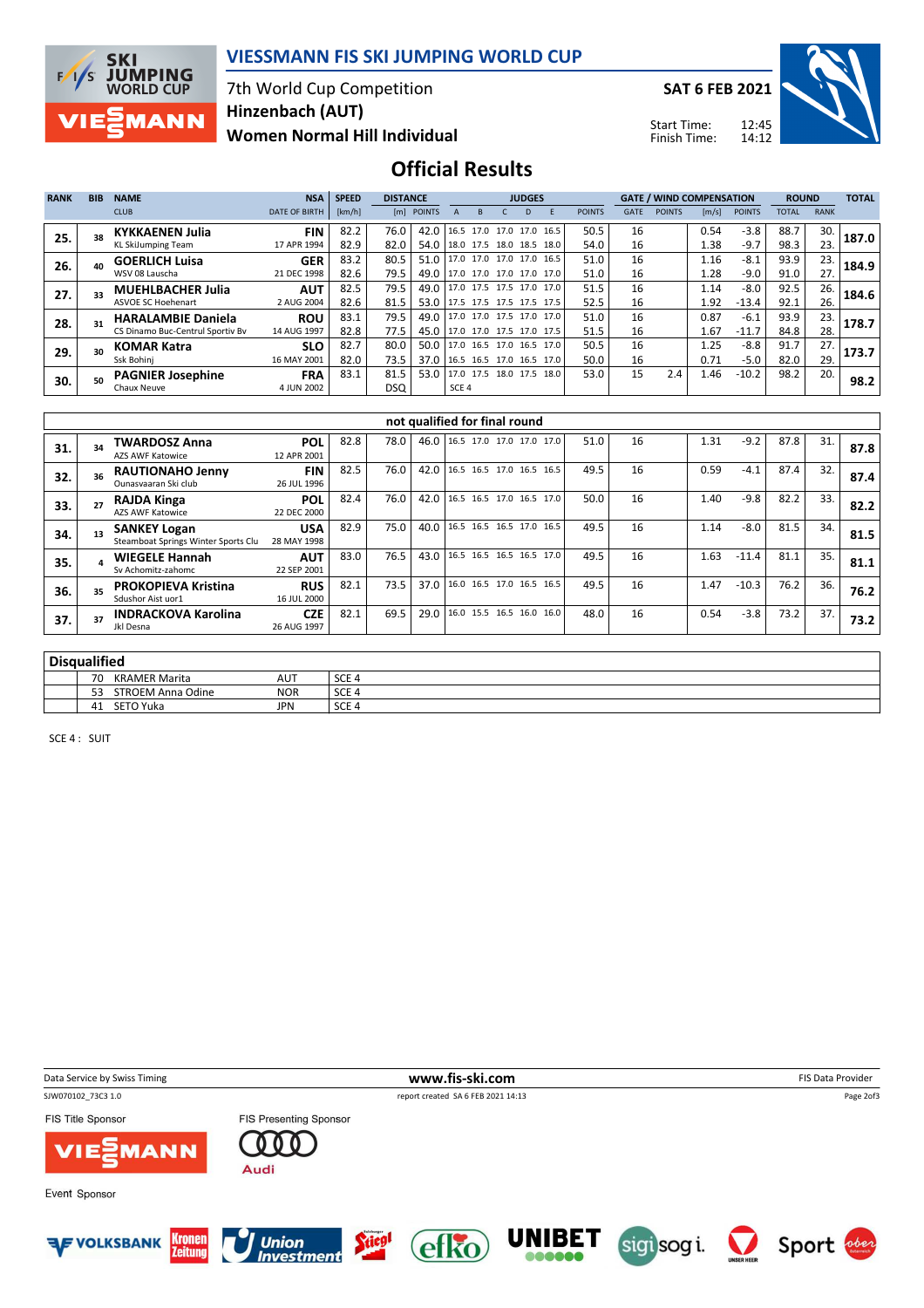# VIESSMANN FIS SKI JUMPING WORLD CUP

7th World Cup Competition
Hinzenbach (AUT)
Women Normal Hill Individual

SAT 6 FEB 2021

Start Time: 12:45
Finish Time: 14:12

## Official Results

| RANK | BIB | NAME / CLUB | NSA / DATE OF BIRTH | SPEED [km/h] | DISTANCE [m] | DISTANCE POINTS | A | B | C | D | E | JUDGES POINTS | GATE | GATE POINTS | WIND [m/s] | WIND POINTS | ROUND TOTAL | ROUND RANK | TOTAL |
|---|---|---|---|---|---|---|---|---|---|---|---|---|---|---|---|---|---|---|---|
| 25. | 38 | KYKKAENEN Julia / KL SkiJumping Team | FIN / 17 APR 1994 | 82.2 | 76.0 | 42.0 | 16.5 | 17.0 | 17.0 | 17.0 | 16.5 | 50.5 | 16 | | 0.54 | -3.8 | 88.7 | 30. | 187.0 |
| | | | | 82.9 | 82.0 | 54.0 | 18.0 | 17.5 | 18.0 | 18.5 | 18.0 | 54.0 | 16 | | 1.38 | -9.7 | 98.3 | 23. | |
| 26. | 40 | GOERLICH Luisa / WSV 08 Lauscha | GER / 21 DEC 1998 | 83.2 | 80.5 | 51.0 | 17.0 | 17.0 | 17.0 | 17.0 | 16.5 | 51.0 | 16 | | 1.16 | -8.1 | 93.9 | 23. | 184.9 |
| | | | | 82.6 | 79.5 | 49.0 | 17.0 | 17.0 | 17.0 | 17.0 | 17.0 | 51.0 | 16 | | 1.28 | -9.0 | 91.0 | 27. | |
| 27. | 33 | MUEHLBACHER Julia / ASVOE SC Hoehenart | AUT / 2 AUG 2004 | 82.5 | 79.5 | 49.0 | 17.0 | 17.5 | 17.5 | 17.0 | 17.0 | 51.5 | 16 | | 1.14 | -8.0 | 92.5 | 26. | 184.6 |
| | | | | 82.6 | 81.5 | 53.0 | 17.5 | 17.5 | 17.5 | 17.5 | 17.5 | 52.5 | 16 | | 1.92 | -13.4 | 92.1 | 26. | |
| 28. | 31 | HARALAMBIE Daniela / CS Dinamo Buc-Centrul Sportiv Bv | ROU / 14 AUG 1997 | 83.1 | 79.5 | 49.0 | 17.0 | 17.0 | 17.5 | 17.0 | 17.0 | 51.0 | 16 | | 0.87 | -6.1 | 93.9 | 23. | 178.7 |
| | | | | 82.8 | 77.5 | 45.0 | 17.0 | 17.0 | 17.5 | 17.0 | 17.5 | 51.5 | 16 | | 1.67 | -11.7 | 84.8 | 28. | |
| 29. | 30 | KOMAR Katra / Ssk Bohinj | SLO / 16 MAY 2001 | 82.7 | 80.0 | 50.0 | 17.0 | 16.5 | 17.0 | 16.5 | 17.0 | 50.5 | 16 | | 1.25 | -8.8 | 91.7 | 27. | 173.7 |
| | | | | 82.0 | 73.5 | 37.0 | 16.5 | 16.5 | 17.0 | 16.5 | 17.0 | 50.0 | 16 | | 0.71 | -5.0 | 82.0 | 29. | |
| 30. | 50 | PAGNIER Josephine / Chaux Neuve | FRA / 4 JUN 2002 | 83.1 | 81.5 | 53.0 | 17.0 | 17.5 | 18.0 | 17.5 | 18.0 | 53.0 | 15 | 2.4 | 1.46 | -10.2 | 98.2 | 20. | 98.2 |
| | | | | | DSQ | | SCE 4 | | | | | | | | | | | | |

### not qualified for final round

| RANK | BIB | NAME / CLUB | NSA / DATE OF BIRTH | SPEED [km/h] | DISTANCE [m] | DISTANCE POINTS | A | B | C | D | E | JUDGES POINTS | GATE | GATE POINTS | WIND [m/s] | WIND POINTS | ROUND TOTAL | ROUND RANK | TOTAL |
|---|---|---|---|---|---|---|---|---|---|---|---|---|---|---|---|---|---|---|---|
| 31. | 34 | TWARDOSZ Anna / AZS AWF Katowice | POL / 12 APR 2001 | 82.8 | 78.0 | 46.0 | 16.5 | 17.0 | 17.0 | 17.0 | 17.0 | 51.0 | 16 | | 1.31 | -9.2 | 87.8 | 31. | 87.8 |
| 32. | 36 | RAUTIONAHO Jenny / Ounasvaaran Ski club | FIN / 26 JUL 1996 | 82.5 | 76.0 | 42.0 | 16.5 | 16.5 | 17.0 | 16.5 | 16.5 | 49.5 | 16 | | 0.59 | -4.1 | 87.4 | 32. | 87.4 |
| 33. | 27 | RAJDA Kinga / AZS AWF Katowice | POL / 22 DEC 2000 | 82.4 | 76.0 | 42.0 | 16.5 | 16.5 | 17.0 | 16.5 | 17.0 | 50.0 | 16 | | 1.40 | -9.8 | 82.2 | 33. | 82.2 |
| 34. | 13 | SANKEY Logan / Steamboat Springs Winter Sports Clu | USA / 28 MAY 1998 | 82.9 | 75.0 | 40.0 | 16.5 | 16.5 | 16.5 | 17.0 | 16.5 | 49.5 | 16 | | 1.14 | -8.0 | 81.5 | 34. | 81.5 |
| 35. | 4 | WIEGELE Hannah / Sv Achomitz-zahomc | AUT / 22 SEP 2001 | 83.0 | 76.5 | 43.0 | 16.5 | 16.5 | 16.5 | 16.5 | 17.0 | 49.5 | 16 | | 1.63 | -11.4 | 81.1 | 35. | 81.1 |
| 36. | 35 | PROKOPIEVA Kristina / Sdushor Aist uor1 | RUS / 16 JUL 2000 | 82.1 | 73.5 | 37.0 | 16.0 | 16.5 | 17.0 | 16.5 | 16.5 | 49.5 | 16 | | 1.47 | -10.3 | 76.2 | 36. | 76.2 |
| 37. | 37 | INDRACKOVA Karolina / Jkl Desna | CZE / 26 AUG 1997 | 82.1 | 69.5 | 29.0 | 16.0 | 15.5 | 16.5 | 16.0 | 16.0 | 48.0 | 16 | | 0.54 | -3.8 | 73.2 | 37. | 73.2 |

### Disqualified

| BIB | NAME | NSA | REASON |
|---|---|---|---|
| 70 | KRAMER Marita | AUT | SCE 4 |
| 53 | STROEM Anna Odine | NOR | SCE 4 |
| 41 | SETO Yuka | JPN | SCE 4 |

SCE 4 : SUIT

Data Service by Swiss Timing — www.fis-ski.com — FIS Data Provider

SJW070102_73C3 1.0 — report created SA 6 FEB 2021 14:13

FIS Title Sponsor: VIESSMANN — FIS Presenting Sponsor: Audi

Event Sponsor: VOLKSBANK, Kronen Zeitung, Union Investment, Stiegl, efko, UNIBET, sigi sogi, Unser Heer, Sport Ober Österreich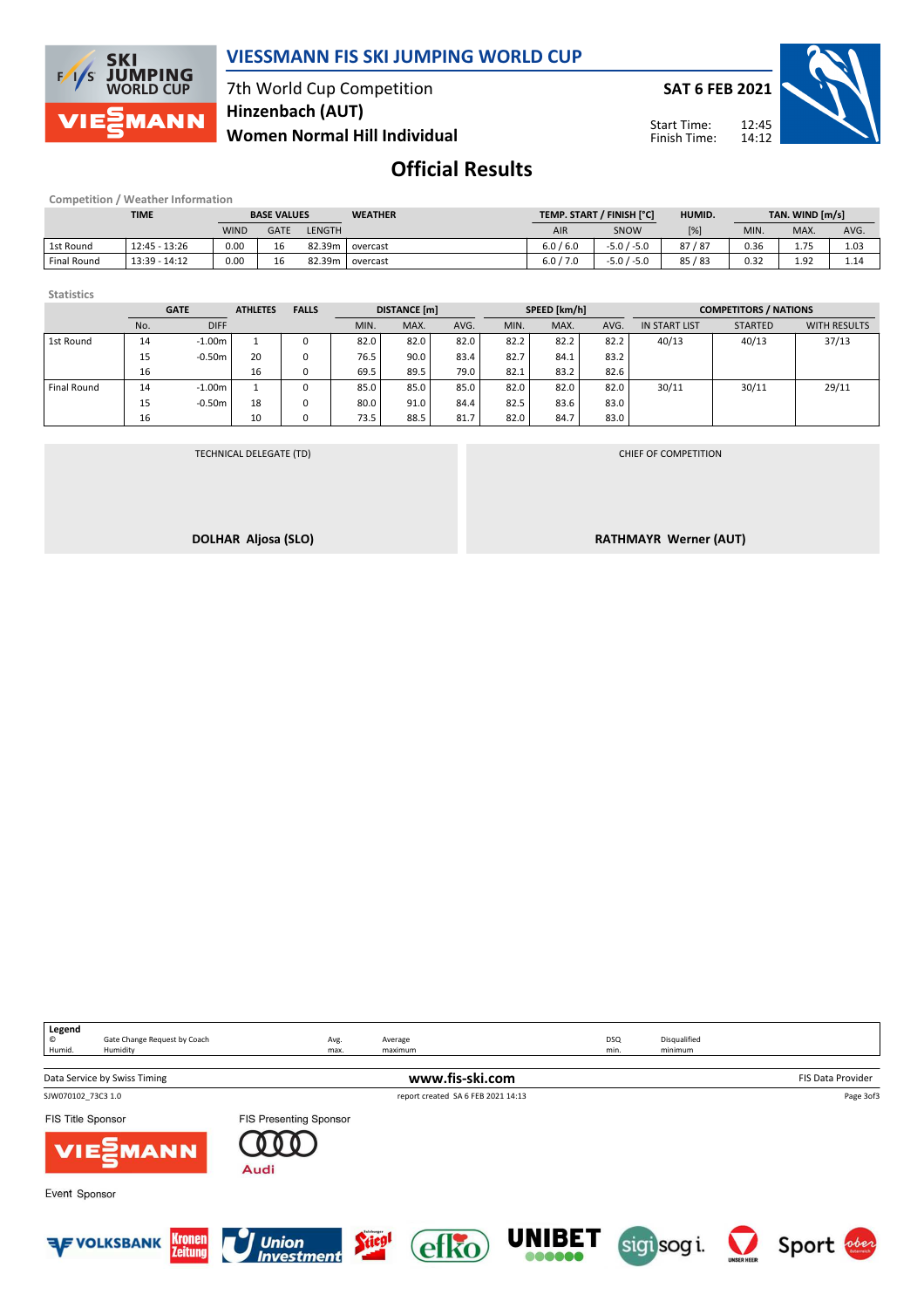# VIESSMANN FIS SKI JUMPING WORLD CUP

7th World Cup Competition
**Hinzenbach (AUT)**
**Women Normal Hill Individual**

**SAT 6 FEB 2021**

Start Time: 12:45
Finish Time: 14:12

## Official Results

Competition / Weather Information

| | TIME | BASE VALUES | | | WEATHER | TEMP. START / FINISH [°C] | | HUMID. | TAN. WIND [m/s] | | |
|---|---|---|---|---|---|---|---|---|---|---|---|
| | | WIND | GATE | LENGTH | | AIR | SNOW | [%] | MIN. | MAX. | AVG. |
| 1st Round | 12:45 - 13:26 | 0.00 | 16 | 82.39m | overcast | 6.0 / 6.0 | -5.0 / -5.0 | 87 / 87 | 0.36 | 1.75 | 1.03 |
| Final Round | 13:39 - 14:12 | 0.00 | 16 | 82.39m | overcast | 6.0 / 7.0 | -5.0 / -5.0 | 85 / 83 | 0.32 | 1.92 | 1.14 |

Statistics

| | GATE | | ATHLETES | FALLS | DISTANCE [m] | | | SPEED [km/h] | | | COMPETITORS / NATIONS | | |
|---|---|---|---|---|---|---|---|---|---|---|---|---|---|
| | No. | DIFF | | | MIN. | MAX. | AVG. | MIN. | MAX. | AVG. | IN START LIST | STARTED | WITH RESULTS |
| 1st Round | 14 | -1.00m | 1 | 0 | 82.0 | 82.0 | 82.0 | 82.2 | 82.2 | 82.2 | 40/13 | 40/13 | 37/13 |
| | 15 | -0.50m | 20 | 0 | 76.5 | 90.0 | 83.4 | 82.7 | 84.1 | 83.2 | | | |
| | 16 | | 16 | 0 | 69.5 | 89.5 | 79.0 | 82.1 | 83.2 | 82.6 | | | |
| Final Round | 14 | -1.00m | 1 | 0 | 85.0 | 85.0 | 85.0 | 82.0 | 82.0 | 82.0 | 30/11 | 30/11 | 29/11 |
| | 15 | -0.50m | 18 | 0 | 80.0 | 91.0 | 84.4 | 82.5 | 83.6 | 83.0 | | | |
| | 16 | | 10 | 0 | 73.5 | 88.5 | 81.7 | 82.0 | 84.7 | 83.0 | | | |

TECHNICAL DELEGATE (TD)

**DOLHAR Aljosa (SLO)**

CHIEF OF COMPETITION

**RATHMAYR Werner (AUT)**

| Legend | | | | | |
|---|---|---|---|---|---|
| © | Gate Change Request by Coach | Avg. | Average | DSQ | Disqualified |
| Humid. | Humidity | max. | maximum | min. | minimum |

Data Service by Swiss Timing — www.fis-ski.com — FIS Data Provider

SJW070102_73C3 1.0 — report created SA 6 FEB 2021 14:13

FIS Title Sponsor — FIS Presenting Sponsor

Event Sponsor